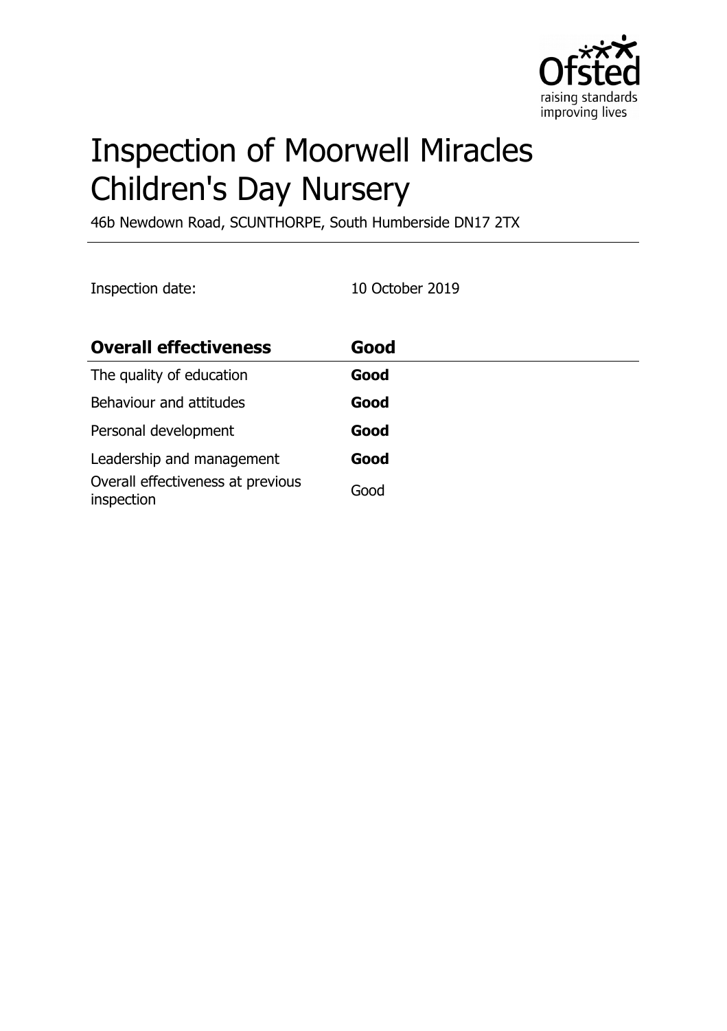# Inspection of Moorwell Miracles Children's Day Nursery

46b Newdown Road, SCUNTHORPE, South Humberside DN17 2TX

Inspection date: 10 October 2019

| Overall effectiveness | Good |
|---|---|
| The quality of education | **Good** |
| Behaviour and attitudes | **Good** |
| Personal development | **Good** |
| Leadership and management | **Good** |
| Overall effectiveness at previous inspection | Good |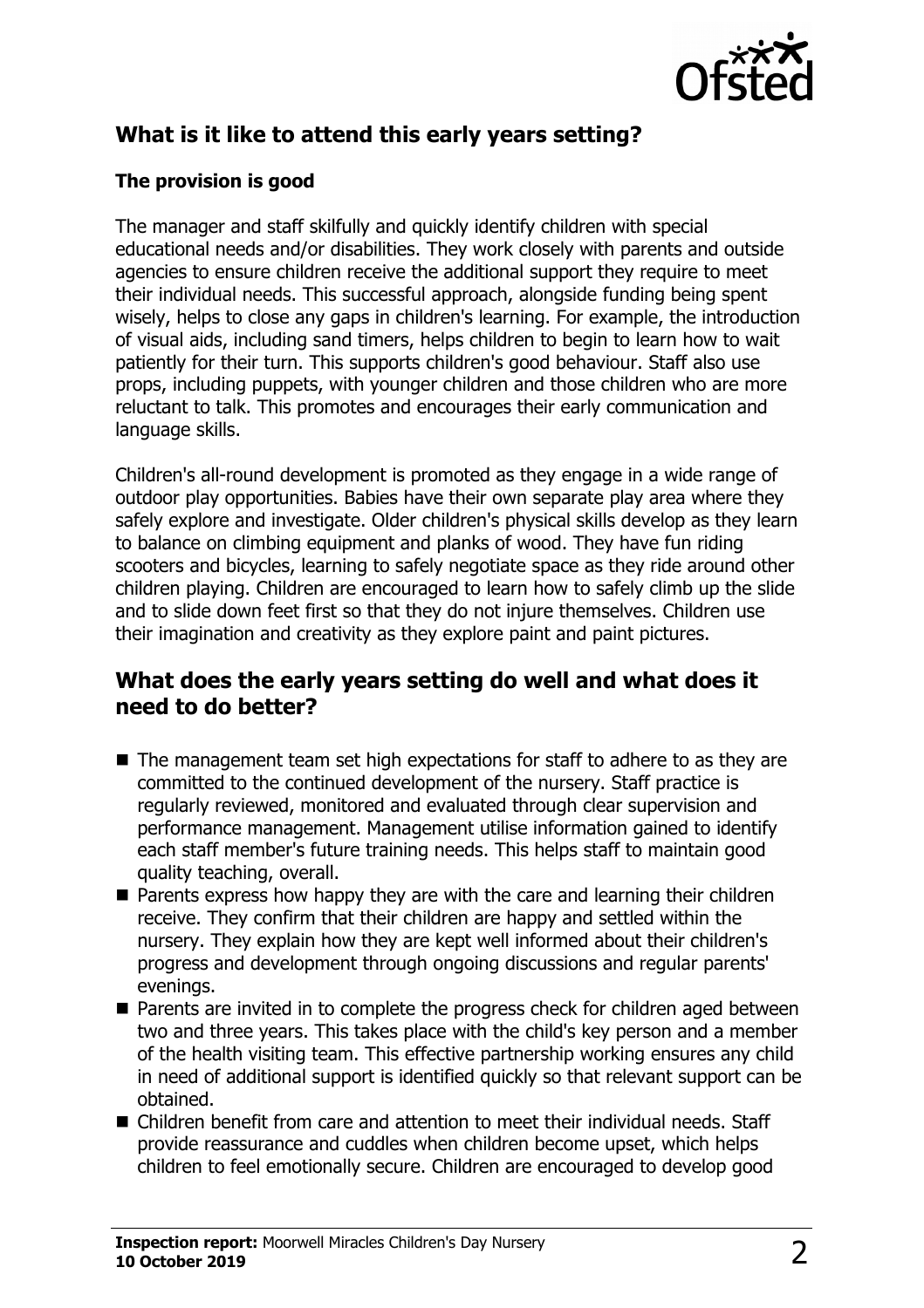## What is it like to attend this early years setting?

### The provision is good

The manager and staff skilfully and quickly identify children with special educational needs and/or disabilities. They work closely with parents and outside agencies to ensure children receive the additional support they require to meet their individual needs. This successful approach, alongside funding being spent wisely, helps to close any gaps in children's learning. For example, the introduction of visual aids, including sand timers, helps children to begin to learn how to wait patiently for their turn. This supports children's good behaviour. Staff also use props, including puppets, with younger children and those children who are more reluctant to talk. This promotes and encourages their early communication and language skills.

Children's all-round development is promoted as they engage in a wide range of outdoor play opportunities. Babies have their own separate play area where they safely explore and investigate. Older children's physical skills develop as they learn to balance on climbing equipment and planks of wood. They have fun riding scooters and bicycles, learning to safely negotiate space as they ride around other children playing. Children are encouraged to learn how to safely climb up the slide and to slide down feet first so that they do not injure themselves. Children use their imagination and creativity as they explore paint and paint pictures.

## What does the early years setting do well and what does it need to do better?

- The management team set high expectations for staff to adhere to as they are committed to the continued development of the nursery. Staff practice is regularly reviewed, monitored and evaluated through clear supervision and performance management. Management utilise information gained to identify each staff member's future training needs. This helps staff to maintain good quality teaching, overall.
- Parents express how happy they are with the care and learning their children receive. They confirm that their children are happy and settled within the nursery. They explain how they are kept well informed about their children's progress and development through ongoing discussions and regular parents' evenings.
- Parents are invited in to complete the progress check for children aged between two and three years. This takes place with the child's key person and a member of the health visiting team. This effective partnership working ensures any child in need of additional support is identified quickly so that relevant support can be obtained.
- Children benefit from care and attention to meet their individual needs. Staff provide reassurance and cuddles when children become upset, which helps children to feel emotionally secure. Children are encouraged to develop good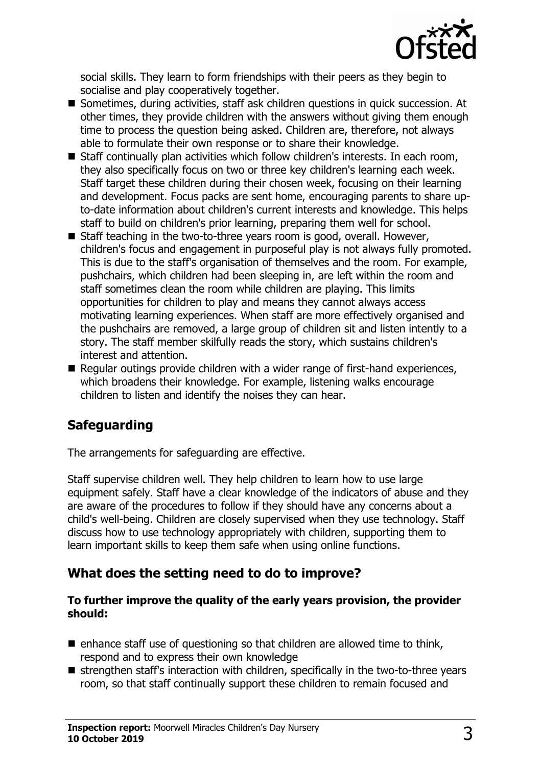social skills. They learn to form friendships with their peers as they begin to socialise and play cooperatively together.

- Sometimes, during activities, staff ask children questions in quick succession. At other times, they provide children with the answers without giving them enough time to process the question being asked. Children are, therefore, not always able to formulate their own response or to share their knowledge.
- Staff continually plan activities which follow children's interests. In each room, they also specifically focus on two or three key children's learning each week. Staff target these children during their chosen week, focusing on their learning and development. Focus packs are sent home, encouraging parents to share up-to-date information about children's current interests and knowledge. This helps staff to build on children's prior learning, preparing them well for school.
- Staff teaching in the two-to-three years room is good, overall. However, children's focus and engagement in purposeful play is not always fully promoted. This is due to the staff's organisation of themselves and the room. For example, pushchairs, which children had been sleeping in, are left within the room and staff sometimes clean the room while children are playing. This limits opportunities for children to play and means they cannot always access motivating learning experiences. When staff are more effectively organised and the pushchairs are removed, a large group of children sit and listen intently to a story. The staff member skilfully reads the story, which sustains children's interest and attention.
- Regular outings provide children with a wider range of first-hand experiences, which broadens their knowledge. For example, listening walks encourage children to listen and identify the noises they can hear.

## Safeguarding

The arrangements for safeguarding are effective.

Staff supervise children well. They help children to learn how to use large equipment safely. Staff have a clear knowledge of the indicators of abuse and they are aware of the procedures to follow if they should have any concerns about a child's well-being. Children are closely supervised when they use technology. Staff discuss how to use technology appropriately with children, supporting them to learn important skills to keep them safe when using online functions.

## What does the setting need to do to improve?

**To further improve the quality of the early years provision, the provider should:**

- enhance staff use of questioning so that children are allowed time to think, respond and to express their own knowledge
- strengthen staff's interaction with children, specifically in the two-to-three years room, so that staff continually support these children to remain focused and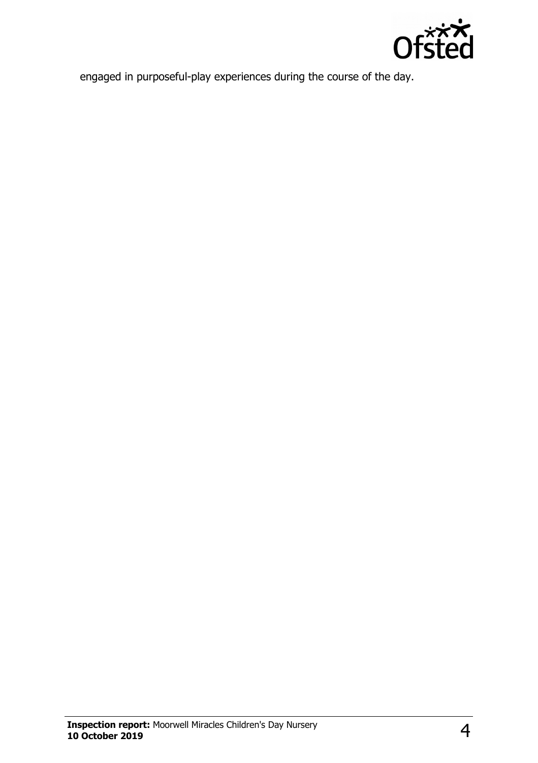engaged in purposeful-play experiences during the course of the day.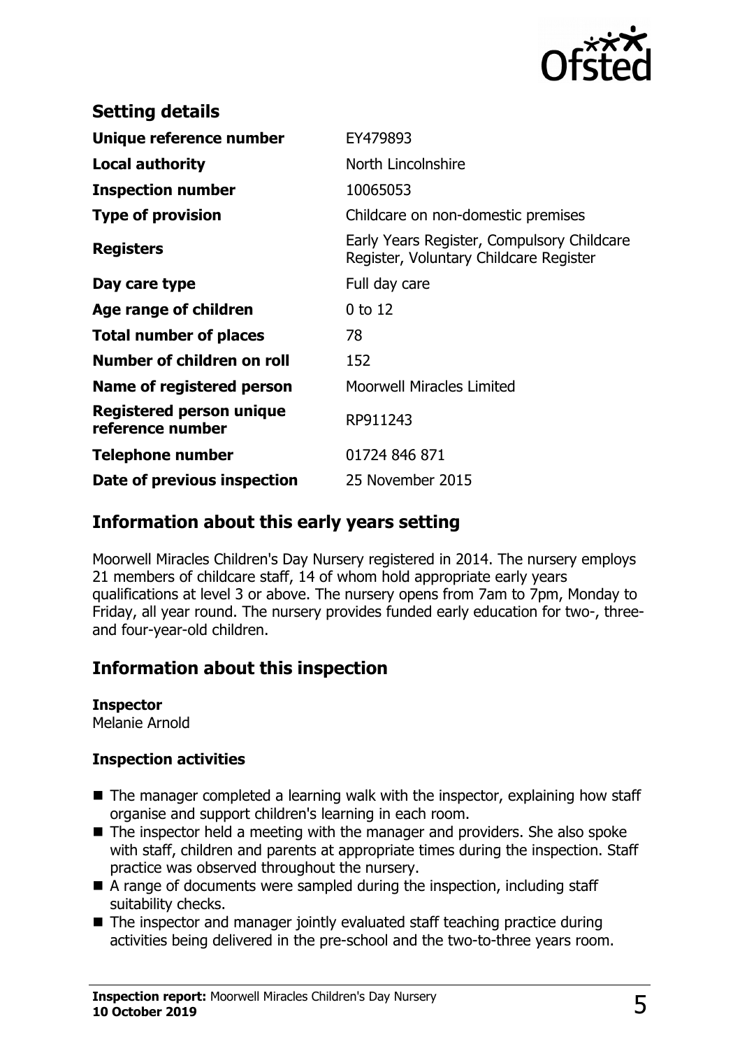## Setting details

| | |
|---|---|
| **Unique reference number** | EY479893 |
| **Local authority** | North Lincolnshire |
| **Inspection number** | 10065053 |
| **Type of provision** | Childcare on non-domestic premises |
| **Registers** | Early Years Register, Compulsory Childcare Register, Voluntary Childcare Register |
| **Day care type** | Full day care |
| **Age range of children** | 0 to 12 |
| **Total number of places** | 78 |
| **Number of children on roll** | 152 |
| **Name of registered person** | Moorwell Miracles Limited |
| **Registered person unique reference number** | RP911243 |
| **Telephone number** | 01724 846 871 |
| **Date of previous inspection** | 25 November 2015 |

## Information about this early years setting

Moorwell Miracles Children's Day Nursery registered in 2014. The nursery employs 21 members of childcare staff, 14 of whom hold appropriate early years qualifications at level 3 or above. The nursery opens from 7am to 7pm, Monday to Friday, all year round. The nursery provides funded early education for two-, three- and four-year-old children.

## Information about this inspection

**Inspector**
Melanie Arnold

### Inspection activities

- The manager completed a learning walk with the inspector, explaining how staff organise and support children's learning in each room.
- The inspector held a meeting with the manager and providers. She also spoke with staff, children and parents at appropriate times during the inspection. Staff practice was observed throughout the nursery.
- A range of documents were sampled during the inspection, including staff suitability checks.
- The inspector and manager jointly evaluated staff teaching practice during activities being delivered in the pre-school and the two-to-three years room.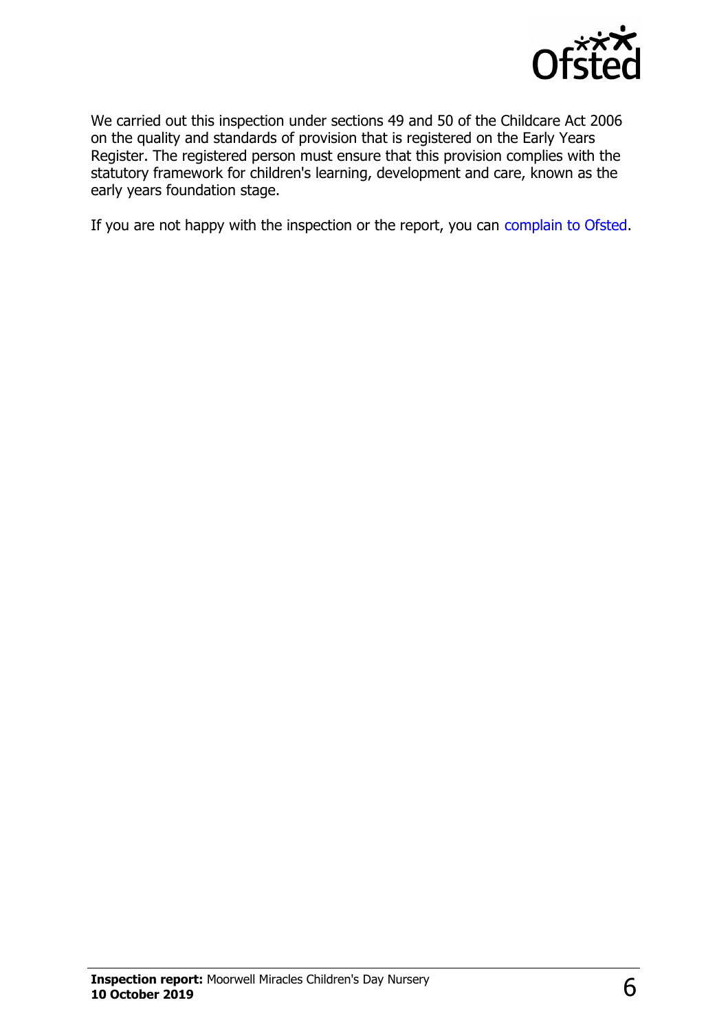We carried out this inspection under sections 49 and 50 of the Childcare Act 2006 on the quality and standards of provision that is registered on the Early Years Register. The registered person must ensure that this provision complies with the statutory framework for children's learning, development and care, known as the early years foundation stage.

If you are not happy with the inspection or the report, you can complain to Ofsted.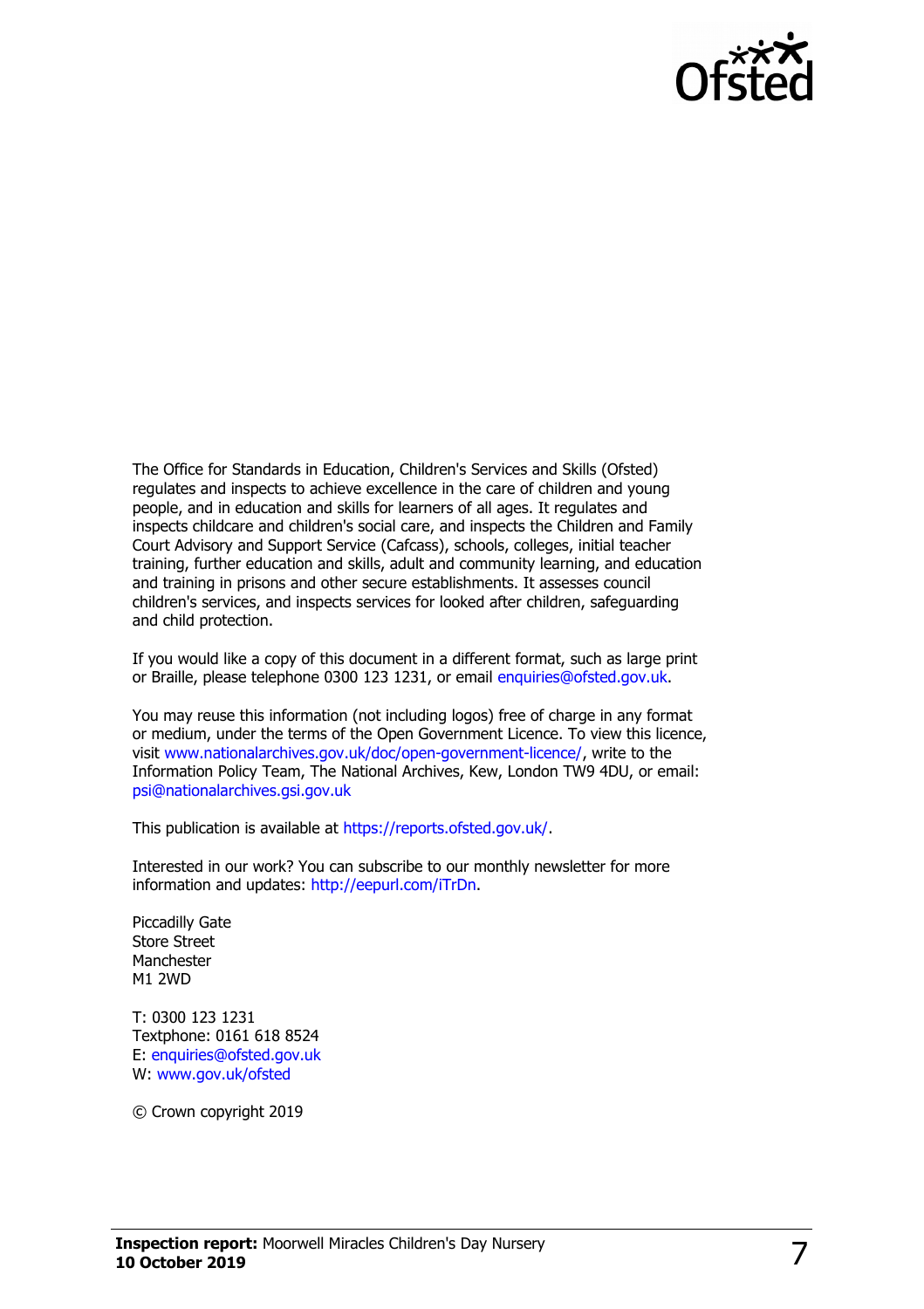The Office for Standards in Education, Children's Services and Skills (Ofsted) regulates and inspects to achieve excellence in the care of children and young people, and in education and skills for learners of all ages. It regulates and inspects childcare and children's social care, and inspects the Children and Family Court Advisory and Support Service (Cafcass), schools, colleges, initial teacher training, further education and skills, adult and community learning, and education and training in prisons and other secure establishments. It assesses council children's services, and inspects services for looked after children, safeguarding and child protection.

If you would like a copy of this document in a different format, such as large print or Braille, please telephone 0300 123 1231, or email enquiries@ofsted.gov.uk.

You may reuse this information (not including logos) free of charge in any format or medium, under the terms of the Open Government Licence. To view this licence, visit www.nationalarchives.gov.uk/doc/open-government-licence/, write to the Information Policy Team, The National Archives, Kew, London TW9 4DU, or email: psi@nationalarchives.gsi.gov.uk

This publication is available at https://reports.ofsted.gov.uk/.

Interested in our work? You can subscribe to our monthly newsletter for more information and updates: http://eepurl.com/iTrDn.

Piccadilly Gate
Store Street
Manchester
M1 2WD

T: 0300 123 1231
Textphone: 0161 618 8524
E: enquiries@ofsted.gov.uk
W: www.gov.uk/ofsted

© Crown copyright 2019